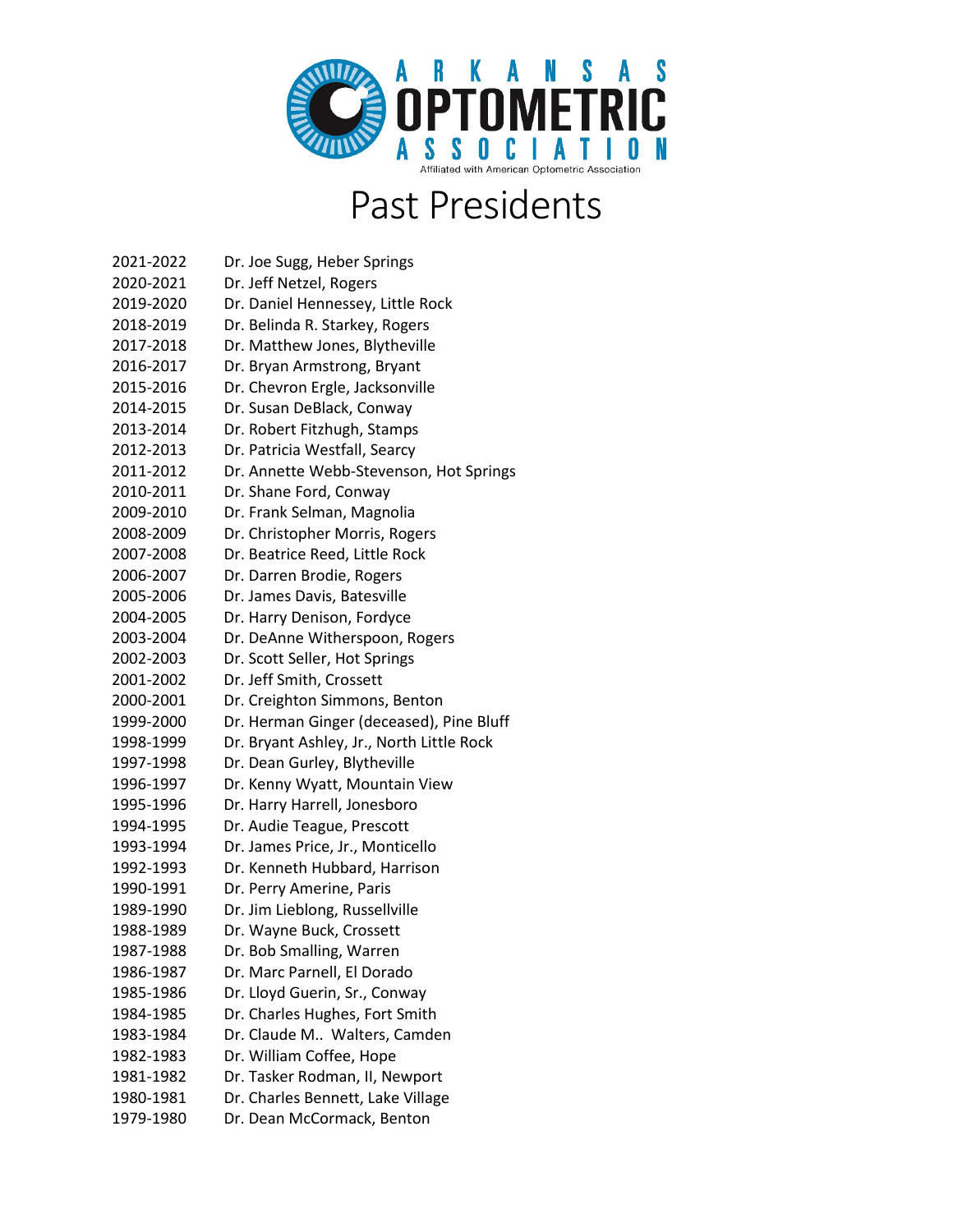ARKANSAS OPTOMETRIC ASSOCIATION

Affiliated with American Optometric Association

# Past Presidents

| | |
|---|---|
| 2021-2022 | Dr. Joe Sugg, Heber Springs |
| 2020-2021 | Dr. Jeff Netzel, Rogers |
| 2019-2020 | Dr. Daniel Hennessey, Little Rock |
| 2018-2019 | Dr. Belinda R. Starkey, Rogers |
| 2017-2018 | Dr. Matthew Jones, Blytheville |
| 2016-2017 | Dr. Bryan Armstrong, Bryant |
| 2015-2016 | Dr. Chevron Ergle, Jacksonville |
| 2014-2015 | Dr. Susan DeBlack, Conway |
| 2013-2014 | Dr. Robert Fitzhugh, Stamps |
| 2012-2013 | Dr. Patricia Westfall, Searcy |
| 2011-2012 | Dr. Annette Webb-Stevenson, Hot Springs |
| 2010-2011 | Dr. Shane Ford, Conway |
| 2009-2010 | Dr. Frank Selman, Magnolia |
| 2008-2009 | Dr. Christopher Morris, Rogers |
| 2007-2008 | Dr. Beatrice Reed, Little Rock |
| 2006-2007 | Dr. Darren Brodie, Rogers |
| 2005-2006 | Dr. James Davis, Batesville |
| 2004-2005 | Dr. Harry Denison, Fordyce |
| 2003-2004 | Dr. DeAnne Witherspoon, Rogers |
| 2002-2003 | Dr. Scott Seller, Hot Springs |
| 2001-2002 | Dr. Jeff Smith, Crossett |
| 2000-2001 | Dr. Creighton Simmons, Benton |
| 1999-2000 | Dr. Herman Ginger (deceased), Pine Bluff |
| 1998-1999 | Dr. Bryant Ashley, Jr., North Little Rock |
| 1997-1998 | Dr. Dean Gurley, Blytheville |
| 1996-1997 | Dr. Kenny Wyatt, Mountain View |
| 1995-1996 | Dr. Harry Harrell, Jonesboro |
| 1994-1995 | Dr. Audie Teague, Prescott |
| 1993-1994 | Dr. James Price, Jr., Monticello |
| 1992-1993 | Dr. Kenneth Hubbard, Harrison |
| 1990-1991 | Dr. Perry Amerine, Paris |
| 1989-1990 | Dr. Jim Lieblong, Russellville |
| 1988-1989 | Dr. Wayne Buck, Crossett |
| 1987-1988 | Dr. Bob Smalling, Warren |
| 1986-1987 | Dr. Marc Parnell, El Dorado |
| 1985-1986 | Dr. Lloyd Guerin, Sr., Conway |
| 1984-1985 | Dr. Charles Hughes, Fort Smith |
| 1983-1984 | Dr. Claude M.. Walters, Camden |
| 1982-1983 | Dr. William Coffee, Hope |
| 1981-1982 | Dr. Tasker Rodman, II, Newport |
| 1980-1981 | Dr. Charles Bennett, Lake Village |
| 1979-1980 | Dr. Dean McCormack, Benton |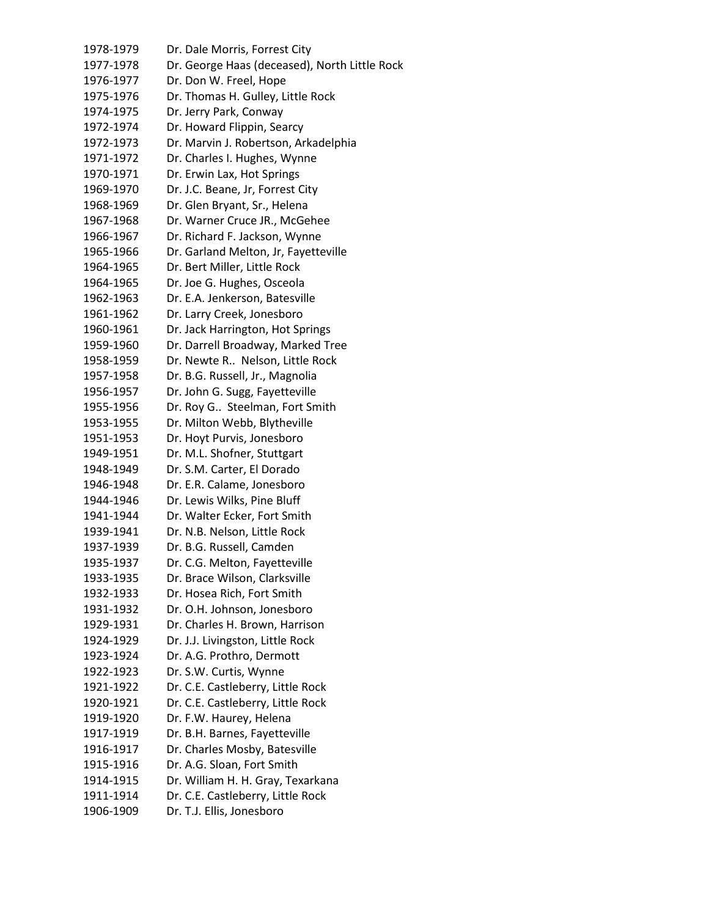| | |
|---|---|
| 1978-1979 | Dr. Dale Morris, Forrest City |
| 1977-1978 | Dr. George Haas (deceased), North Little Rock |
| 1976-1977 | Dr. Don W. Freel, Hope |
| 1975-1976 | Dr. Thomas H. Gulley, Little Rock |
| 1974-1975 | Dr. Jerry Park, Conway |
| 1972-1974 | Dr. Howard Flippin, Searcy |
| 1972-1973 | Dr. Marvin J. Robertson, Arkadelphia |
| 1971-1972 | Dr. Charles I. Hughes, Wynne |
| 1970-1971 | Dr. Erwin Lax, Hot Springs |
| 1969-1970 | Dr. J.C. Beane, Jr, Forrest City |
| 1968-1969 | Dr. Glen Bryant, Sr., Helena |
| 1967-1968 | Dr. Warner Cruce JR., McGehee |
| 1966-1967 | Dr. Richard F. Jackson, Wynne |
| 1965-1966 | Dr. Garland Melton, Jr, Fayetteville |
| 1964-1965 | Dr. Bert Miller, Little Rock |
| 1964-1965 | Dr. Joe G. Hughes, Osceola |
| 1962-1963 | Dr. E.A. Jenkerson, Batesville |
| 1961-1962 | Dr. Larry Creek, Jonesboro |
| 1960-1961 | Dr. Jack Harrington, Hot Springs |
| 1959-1960 | Dr. Darrell Broadway, Marked Tree |
| 1958-1959 | Dr. Newte R.. Nelson, Little Rock |
| 1957-1958 | Dr. B.G. Russell, Jr., Magnolia |
| 1956-1957 | Dr. John G. Sugg, Fayetteville |
| 1955-1956 | Dr. Roy G.. Steelman, Fort Smith |
| 1953-1955 | Dr. Milton Webb, Blytheville |
| 1951-1953 | Dr. Hoyt Purvis, Jonesboro |
| 1949-1951 | Dr. M.L. Shofner, Stuttgart |
| 1948-1949 | Dr. S.M. Carter, El Dorado |
| 1946-1948 | Dr. E.R. Calame, Jonesboro |
| 1944-1946 | Dr. Lewis Wilks, Pine Bluff |
| 1941-1944 | Dr. Walter Ecker, Fort Smith |
| 1939-1941 | Dr. N.B. Nelson, Little Rock |
| 1937-1939 | Dr. B.G. Russell, Camden |
| 1935-1937 | Dr. C.G. Melton, Fayetteville |
| 1933-1935 | Dr. Brace Wilson, Clarksville |
| 1932-1933 | Dr. Hosea Rich, Fort Smith |
| 1931-1932 | Dr. O.H. Johnson, Jonesboro |
| 1929-1931 | Dr. Charles H. Brown, Harrison |
| 1924-1929 | Dr. J.J. Livingston, Little Rock |
| 1923-1924 | Dr. A.G. Prothro, Dermott |
| 1922-1923 | Dr. S.W. Curtis, Wynne |
| 1921-1922 | Dr. C.E. Castleberry, Little Rock |
| 1920-1921 | Dr. C.E. Castleberry, Little Rock |
| 1919-1920 | Dr. F.W. Haurey, Helena |
| 1917-1919 | Dr. B.H. Barnes, Fayetteville |
| 1916-1917 | Dr. Charles Mosby, Batesville |
| 1915-1916 | Dr. A.G. Sloan, Fort Smith |
| 1914-1915 | Dr. William H. H. Gray, Texarkana |
| 1911-1914 | Dr. C.E. Castleberry, Little Rock |
| 1906-1909 | Dr. T.J. Ellis, Jonesboro |